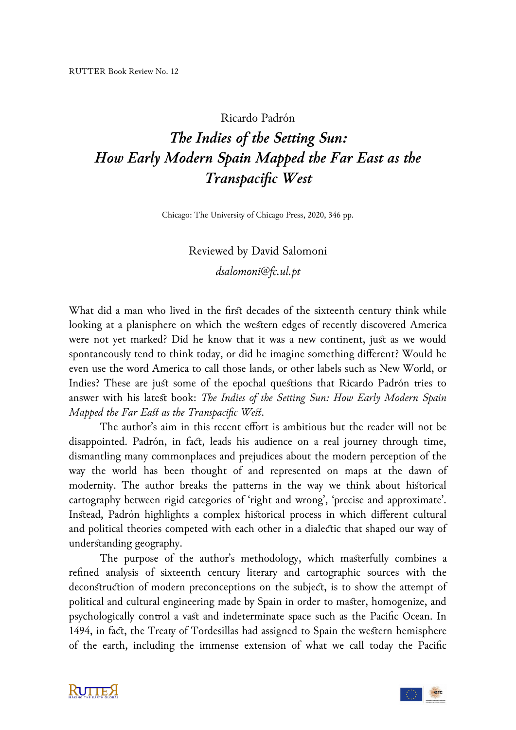RUTTER Book Review No. 12

Ricardo Padrón

# *The Indies of the Setting Sun: How Early Modern Spain Mapped the Far East as the Transpacific West*

Chicago: The University of Chicago Press, 2020, 346 pp.

Reviewed by David Salomoni

*dsalomoni@fc.ul.pt*

What did a man who lived in the first decades of the sixteenth century think while looking at a planisphere on which the western edges of recently discovered America were not yet marked? Did he know that it was a new continent, just as we would spontaneously tend to think today, or did he imagine something different? Would he even use the word America to call those lands, or other labels such as New World, or Indies? These are just some of the epochal questions that Ricardo Padrón tries to answer with his latest book: *The Indies of the Setting Sun: How Early Modern Spain Mapped the Far East as the Transpacific West*.

The author's aim in this recent effort is ambitious but the reader will not be disappointed. Padrón, in fact, leads his audience on a real journey through time, dismantling many commonplaces and prejudices about the modern perception of the way the world has been thought of and represented on maps at the dawn of modernity. The author breaks the patterns in the way we think about historical cartography between rigid categories of 'right and wrong', 'precise and approximate'. Instead, Padrón highlights a complex historical process in which different cultural and political theories competed with each other in a dialectic that shaped our way of understanding geography.

The purpose of the author's methodology, which masterfully combines a refined analysis of sixteenth century literary and cartographic sources with the deconstruction of modern preconceptions on the subject, is to show the attempt of political and cultural engineering made by Spain in order to master, homogenize, and psychologically control a vast and indeterminate space such as the Pacific Ocean. In 1494, in fact, the Treaty of Tordesillas had assigned to Spain the western hemisphere of the earth, including the immense extension of what we call today the Pacific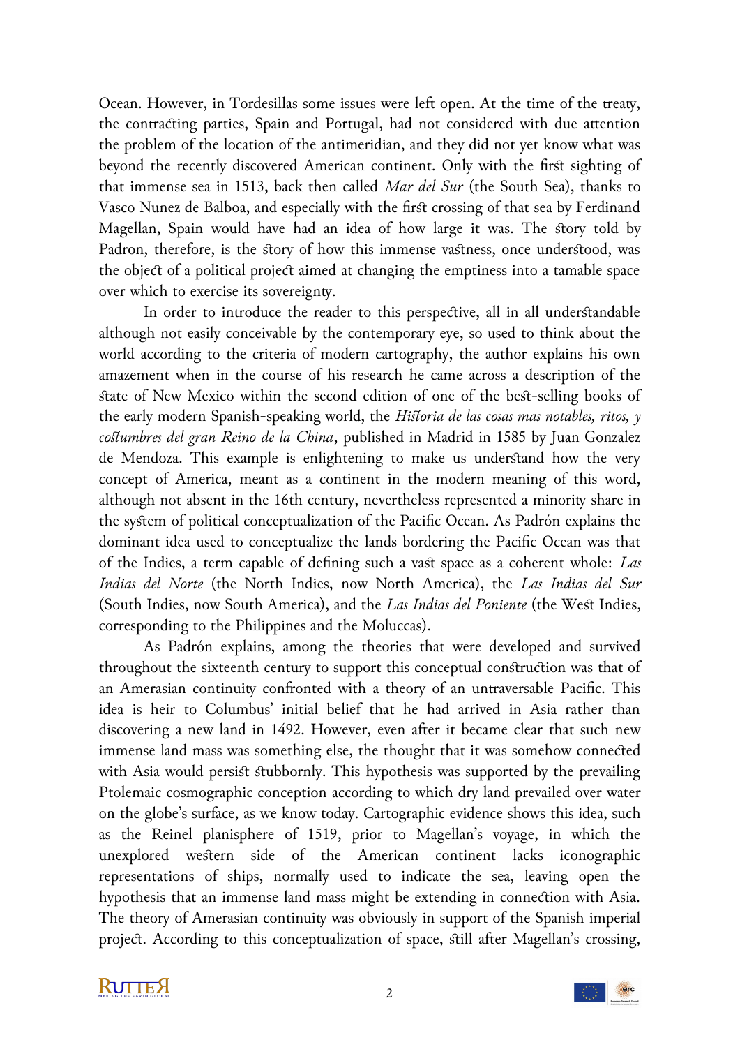Ocean. However, in Tordesillas some issues were left open. At the time of the treaty, the contracting parties, Spain and Portugal, had not considered with due attention the problem of the location of the antimeridian, and they did not yet know what was beyond the recently discovered American continent. Only with the first sighting of that immense sea in 1513, back then called *Mar del Sur* (the South Sea), thanks to Vasco Nunez de Balboa, and especially with the first crossing of that sea by Ferdinand Magellan, Spain would have had an idea of how large it was. The story told by Padron, therefore, is the story of how this immense vastness, once understood, was the object of a political project aimed at changing the emptiness into a tamable space over which to exercise its sovereignty.

In order to introduce the reader to this perspective, all in all understandable although not easily conceivable by the contemporary eye, so used to think about the world according to the criteria of modern cartography, the author explains his own amazement when in the course of his research he came across a description of the state of New Mexico within the second edition of one of the best-selling books of the early modern Spanish-speaking world, the *Historia de las cosas mas notables, ritos, y costumbres del gran Reino de la China*, published in Madrid in 1585 by Juan Gonzalez de Mendoza. This example is enlightening to make us understand how the very concept of America, meant as a continent in the modern meaning of this word, although not absent in the 16th century, nevertheless represented a minority share in the system of political conceptualization of the Pacific Ocean. As Padrón explains the dominant idea used to conceptualize the lands bordering the Pacific Ocean was that of the Indies, a term capable of defining such a vast space as a coherent whole: *Las Indias del Norte* (the North Indies, now North America), the *Las Indias del Sur* (South Indies, now South America), and the *Las Indias del Poniente* (the West Indies, corresponding to the Philippines and the Moluccas).

As Padrón explains, among the theories that were developed and survived throughout the sixteenth century to support this conceptual construction was that of an Amerasian continuity confronted with a theory of an untraversable Pacific. This idea is heir to Columbus' initial belief that he had arrived in Asia rather than discovering a new land in 1492. However, even after it became clear that such new immense land mass was something else, the thought that it was somehow connected with Asia would persist stubbornly. This hypothesis was supported by the prevailing Ptolemaic cosmographic conception according to which dry land prevailed over water on the globe's surface, as we know today. Cartographic evidence shows this idea, such as the Reinel planisphere of 1519, prior to Magellan's voyage, in which the unexplored western side of the American continent lacks iconographic representations of ships, normally used to indicate the sea, leaving open the hypothesis that an immense land mass might be extending in connection with Asia. The theory of Amerasian continuity was obviously in support of the Spanish imperial project. According to this conceptualization of space, still after Magellan's crossing,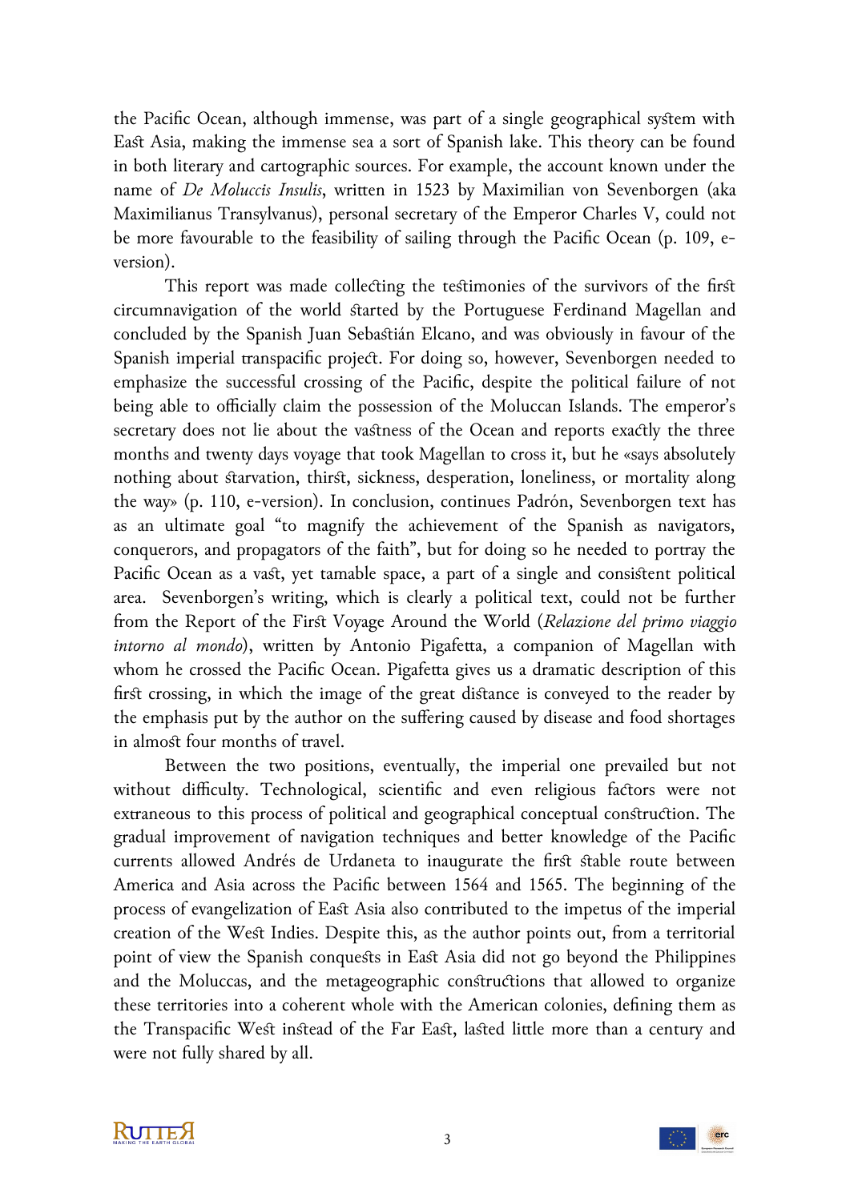the Pacific Ocean, although immense, was part of a single geographical system with East Asia, making the immense sea a sort of Spanish lake. This theory can be found in both literary and cartographic sources. For example, the account known under the name of *De Moluccis Insulis*, written in 1523 by Maximilian von Sevenborgen (aka Maximilianus Transylvanus), personal secretary of the Emperor Charles V, could not be more favourable to the feasibility of sailing through the Pacific Ocean (p. 109, e-version).

This report was made collecting the testimonies of the survivors of the first circumnavigation of the world started by the Portuguese Ferdinand Magellan and concluded by the Spanish Juan Sebastián Elcano, and was obviously in favour of the Spanish imperial transpacific project. For doing so, however, Sevenborgen needed to emphasize the successful crossing of the Pacific, despite the political failure of not being able to officially claim the possession of the Moluccan Islands. The emperor's secretary does not lie about the vastness of the Ocean and reports exactly the three months and twenty days voyage that took Magellan to cross it, but he «says absolutely nothing about starvation, thirst, sickness, desperation, loneliness, or mortality along the way» (p. 110, e-version). In conclusion, continues Padrón, Sevenborgen text has as an ultimate goal "to magnify the achievement of the Spanish as navigators, conquerors, and propagators of the faith", but for doing so he needed to portray the Pacific Ocean as a vast, yet tamable space, a part of a single and consistent political area. Sevenborgen's writing, which is clearly a political text, could not be further from the Report of the First Voyage Around the World (*Relazione del primo viaggio intorno al mondo*), written by Antonio Pigafetta, a companion of Magellan with whom he crossed the Pacific Ocean. Pigafetta gives us a dramatic description of this first crossing, in which the image of the great distance is conveyed to the reader by the emphasis put by the author on the suffering caused by disease and food shortages in almost four months of travel.

Between the two positions, eventually, the imperial one prevailed but not without difficulty. Technological, scientific and even religious factors were not extraneous to this process of political and geographical conceptual construction. The gradual improvement of navigation techniques and better knowledge of the Pacific currents allowed Andrés de Urdaneta to inaugurate the first stable route between America and Asia across the Pacific between 1564 and 1565. The beginning of the process of evangelization of East Asia also contributed to the impetus of the imperial creation of the West Indies. Despite this, as the author points out, from a territorial point of view the Spanish conquests in East Asia did not go beyond the Philippines and the Moluccas, and the metageographic constructions that allowed to organize these territories into a coherent whole with the American colonies, defining them as the Transpacific West instead of the Far East, lasted little more than a century and were not fully shared by all.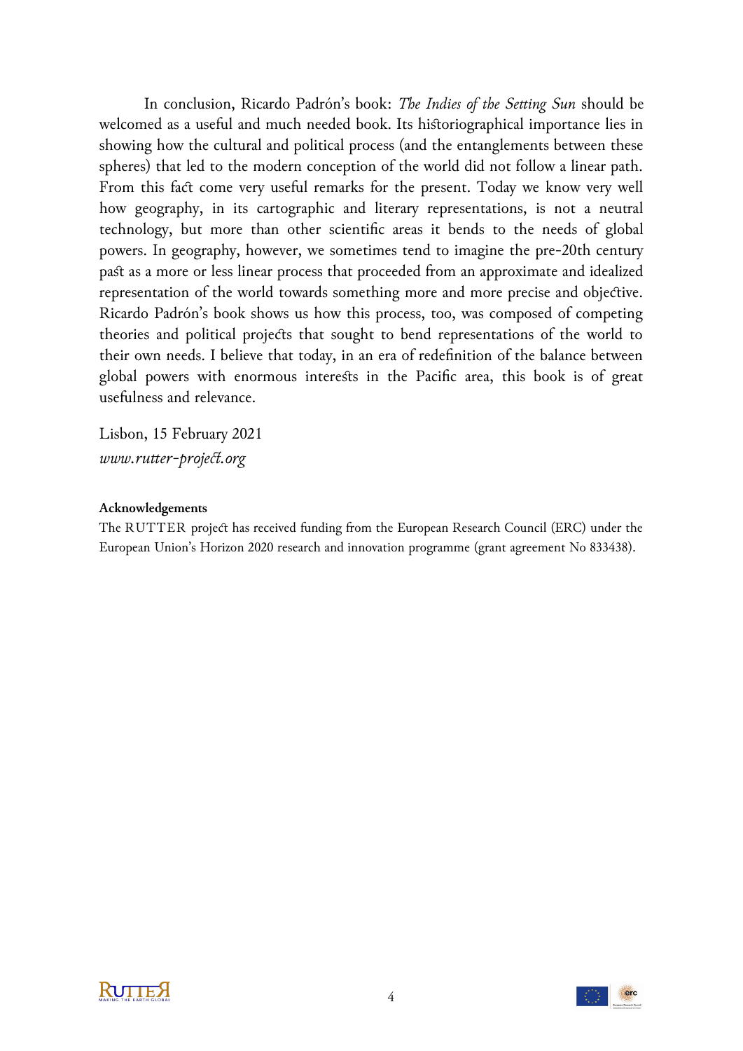In conclusion, Ricardo Padrón's book: *The Indies of the Setting Sun* should be welcomed as a useful and much needed book. Its historiographical importance lies in showing how the cultural and political process (and the entanglements between these spheres) that led to the modern conception of the world did not follow a linear path. From this fact come very useful remarks for the present. Today we know very well how geography, in its cartographic and literary representations, is not a neutral technology, but more than other scientific areas it bends to the needs of global powers. In geography, however, we sometimes tend to imagine the pre-20th century past as a more or less linear process that proceeded from an approximate and idealized representation of the world towards something more and more precise and objective. Ricardo Padrón's book shows us how this process, too, was composed of competing theories and political projects that sought to bend representations of the world to their own needs. I believe that today, in an era of redefinition of the balance between global powers with enormous interests in the Pacific area, this book is of great usefulness and relevance.

Lisbon, 15 February 2021
*www.rutter-project.org*

**Acknowledgements**
The RUTTER project has received funding from the European Research Council (ERC) under the European Union's Horizon 2020 research and innovation programme (grant agreement No 833438).